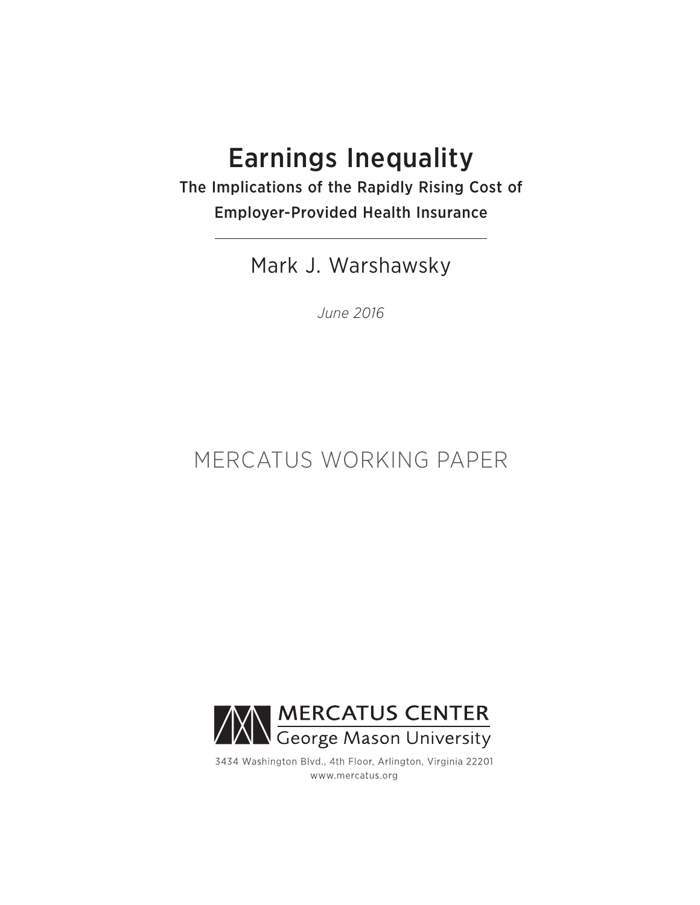# Earnings Inequality

## The Implications of the Rapidly Rising Cost of Employer-Provided Health Insurance

Mark J. Warshawsky

*June 2016*

MERCATUS WORKING PAPER

MERCATUS CENTER
George Mason University

3434 Washington Blvd., 4th Floor, Arlington, Virginia 22201
www.mercatus.org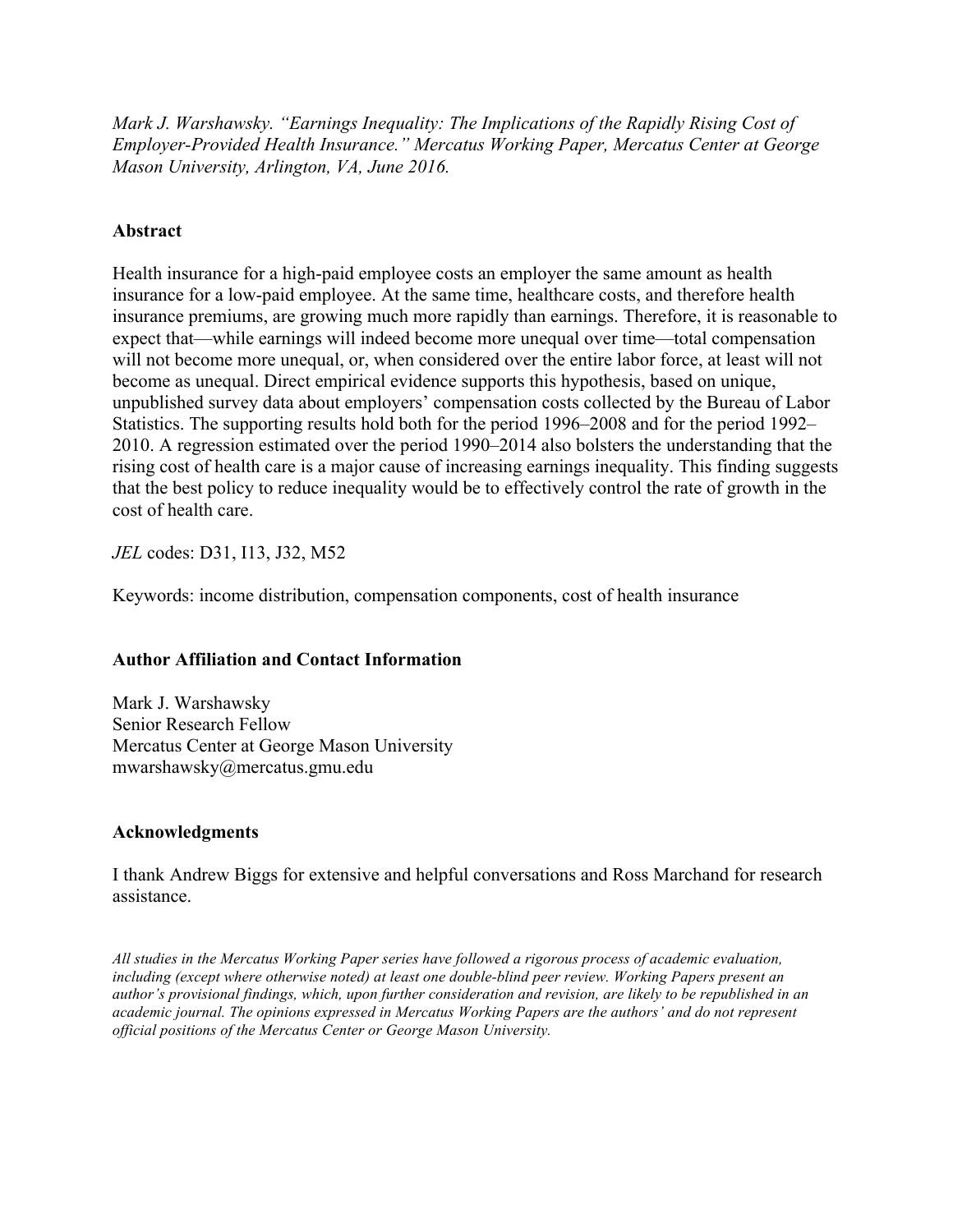*Mark J. Warshawsky. "Earnings Inequality: The Implications of the Rapidly Rising Cost of Employer-Provided Health Insurance." Mercatus Working Paper, Mercatus Center at George Mason University, Arlington, VA, June 2016.*

## Abstract

Health insurance for a high-paid employee costs an employer the same amount as health insurance for a low-paid employee. At the same time, healthcare costs, and therefore health insurance premiums, are growing much more rapidly than earnings. Therefore, it is reasonable to expect that—while earnings will indeed become more unequal over time—total compensation will not become more unequal, or, when considered over the entire labor force, at least will not become as unequal. Direct empirical evidence supports this hypothesis, based on unique, unpublished survey data about employers' compensation costs collected by the Bureau of Labor Statistics. The supporting results hold both for the period 1996–2008 and for the period 1992–2010. A regression estimated over the period 1990–2014 also bolsters the understanding that the rising cost of health care is a major cause of increasing earnings inequality. This finding suggests that the best policy to reduce inequality would be to effectively control the rate of growth in the cost of health care.

*JEL* codes: D31, I13, J32, M52

Keywords: income distribution, compensation components, cost of health insurance

## Author Affiliation and Contact Information

Mark J. Warshawsky
Senior Research Fellow
Mercatus Center at George Mason University
mwarshawsky@mercatus.gmu.edu

## Acknowledgments

I thank Andrew Biggs for extensive and helpful conversations and Ross Marchand for research assistance.

*All studies in the Mercatus Working Paper series have followed a rigorous process of academic evaluation, including (except where otherwise noted) at least one double-blind peer review. Working Papers present an author's provisional findings, which, upon further consideration and revision, are likely to be republished in an academic journal. The opinions expressed in Mercatus Working Papers are the authors' and do not represent official positions of the Mercatus Center or George Mason University.*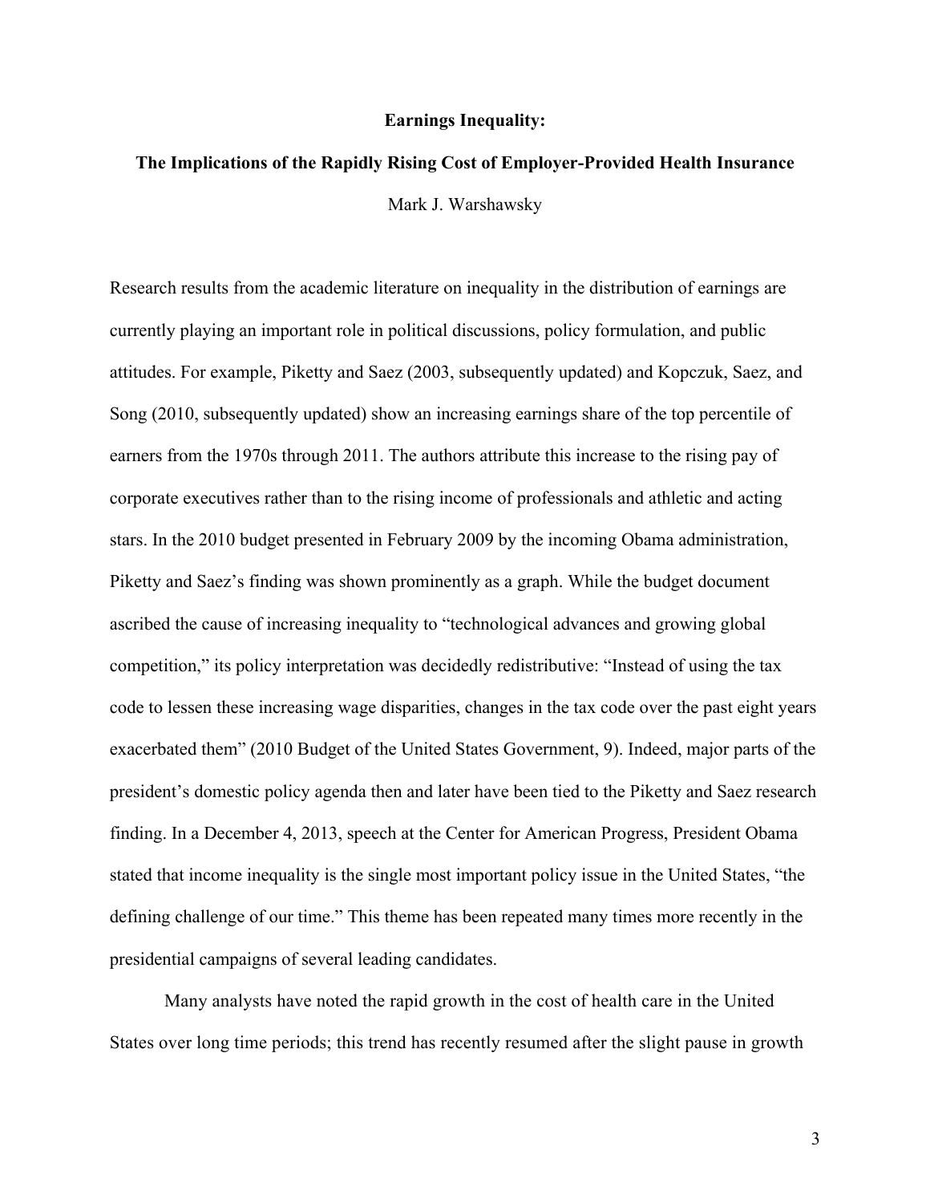**Earnings Inequality:**

**The Implications of the Rapidly Rising Cost of Employer-Provided Health Insurance**

Mark J. Warshawsky

Research results from the academic literature on inequality in the distribution of earnings are currently playing an important role in political discussions, policy formulation, and public attitudes. For example, Piketty and Saez (2003, subsequently updated) and Kopczuk, Saez, and Song (2010, subsequently updated) show an increasing earnings share of the top percentile of earners from the 1970s through 2011. The authors attribute this increase to the rising pay of corporate executives rather than to the rising income of professionals and athletic and acting stars. In the 2010 budget presented in February 2009 by the incoming Obama administration, Piketty and Saez's finding was shown prominently as a graph. While the budget document ascribed the cause of increasing inequality to "technological advances and growing global competition," its policy interpretation was decidedly redistributive: "Instead of using the tax code to lessen these increasing wage disparities, changes in the tax code over the past eight years exacerbated them" (2010 Budget of the United States Government, 9). Indeed, major parts of the president's domestic policy agenda then and later have been tied to the Piketty and Saez research finding. In a December 4, 2013, speech at the Center for American Progress, President Obama stated that income inequality is the single most important policy issue in the United States, "the defining challenge of our time." This theme has been repeated many times more recently in the presidential campaigns of several leading candidates.

Many analysts have noted the rapid growth in the cost of health care in the United States over long time periods; this trend has recently resumed after the slight pause in growth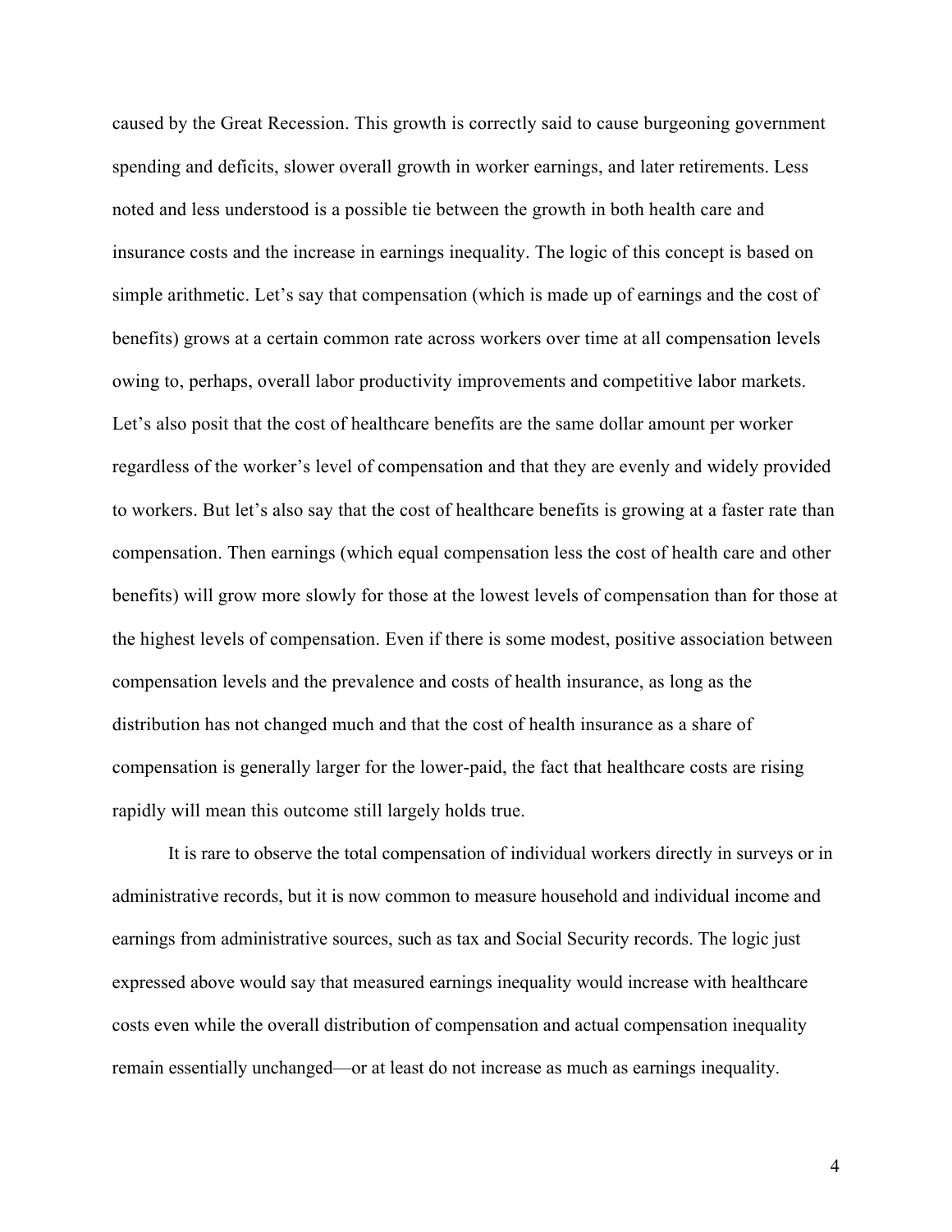caused by the Great Recession. This growth is correctly said to cause burgeoning government spending and deficits, slower overall growth in worker earnings, and later retirements. Less noted and less understood is a possible tie between the growth in both health care and insurance costs and the increase in earnings inequality. The logic of this concept is based on simple arithmetic. Let's say that compensation (which is made up of earnings and the cost of benefits) grows at a certain common rate across workers over time at all compensation levels owing to, perhaps, overall labor productivity improvements and competitive labor markets. Let's also posit that the cost of healthcare benefits are the same dollar amount per worker regardless of the worker's level of compensation and that they are evenly and widely provided to workers. But let's also say that the cost of healthcare benefits is growing at a faster rate than compensation. Then earnings (which equal compensation less the cost of health care and other benefits) will grow more slowly for those at the lowest levels of compensation than for those at the highest levels of compensation. Even if there is some modest, positive association between compensation levels and the prevalence and costs of health insurance, as long as the distribution has not changed much and that the cost of health insurance as a share of compensation is generally larger for the lower-paid, the fact that healthcare costs are rising rapidly will mean this outcome still largely holds true.

It is rare to observe the total compensation of individual workers directly in surveys or in administrative records, but it is now common to measure household and individual income and earnings from administrative sources, such as tax and Social Security records. The logic just expressed above would say that measured earnings inequality would increase with healthcare costs even while the overall distribution of compensation and actual compensation inequality remain essentially unchanged—or at least do not increase as much as earnings inequality.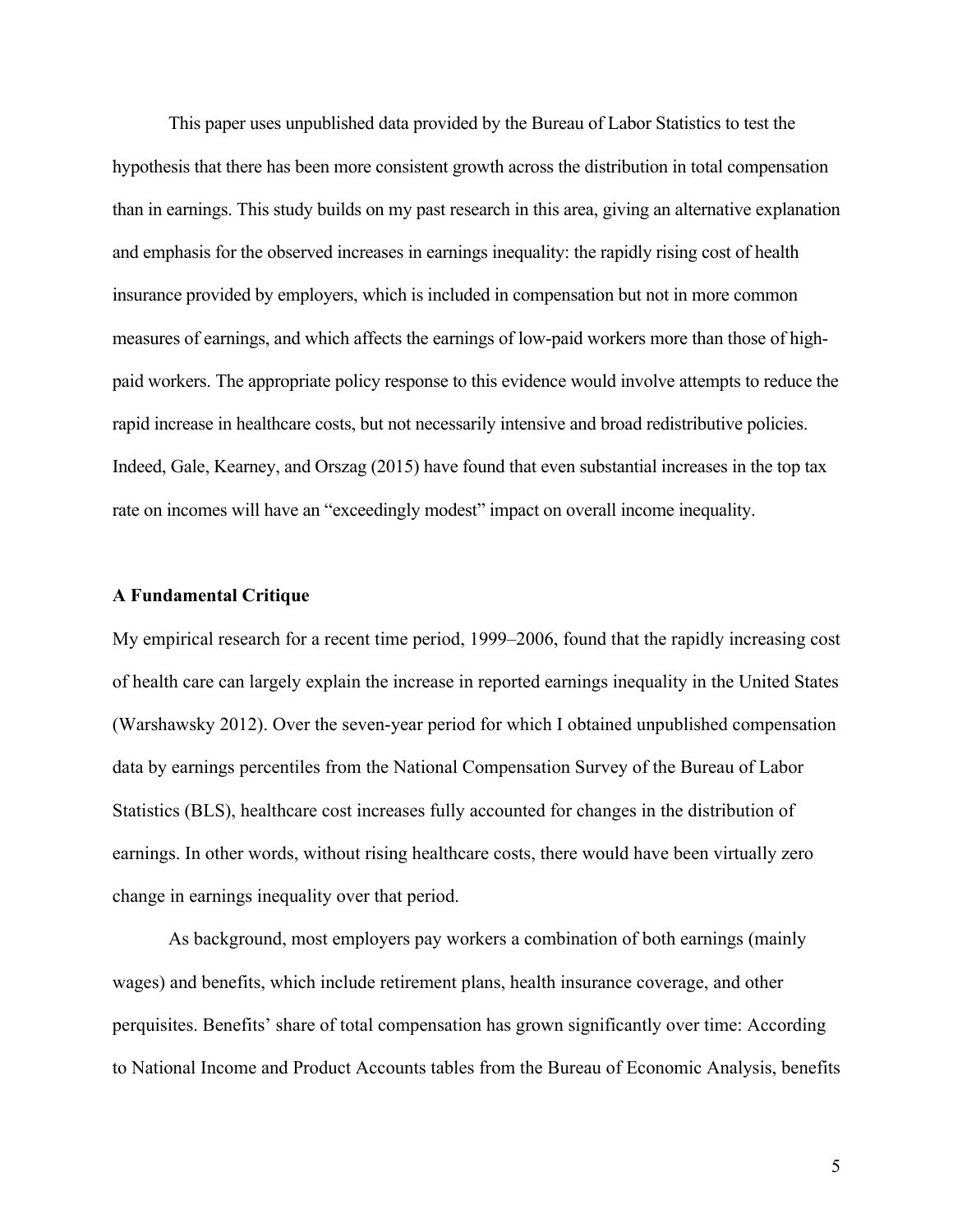This paper uses unpublished data provided by the Bureau of Labor Statistics to test the hypothesis that there has been more consistent growth across the distribution in total compensation than in earnings. This study builds on my past research in this area, giving an alternative explanation and emphasis for the observed increases in earnings inequality: the rapidly rising cost of health insurance provided by employers, which is included in compensation but not in more common measures of earnings, and which affects the earnings of low-paid workers more than those of high-paid workers. The appropriate policy response to this evidence would involve attempts to reduce the rapid increase in healthcare costs, but not necessarily intensive and broad redistributive policies. Indeed, Gale, Kearney, and Orszag (2015) have found that even substantial increases in the top tax rate on incomes will have an "exceedingly modest" impact on overall income inequality.

**A Fundamental Critique**

My empirical research for a recent time period, 1999–2006, found that the rapidly increasing cost of health care can largely explain the increase in reported earnings inequality in the United States (Warshawsky 2012). Over the seven-year period for which I obtained unpublished compensation data by earnings percentiles from the National Compensation Survey of the Bureau of Labor Statistics (BLS), healthcare cost increases fully accounted for changes in the distribution of earnings. In other words, without rising healthcare costs, there would have been virtually zero change in earnings inequality over that period.

As background, most employers pay workers a combination of both earnings (mainly wages) and benefits, which include retirement plans, health insurance coverage, and other perquisites. Benefits' share of total compensation has grown significantly over time: According to National Income and Product Accounts tables from the Bureau of Economic Analysis, benefits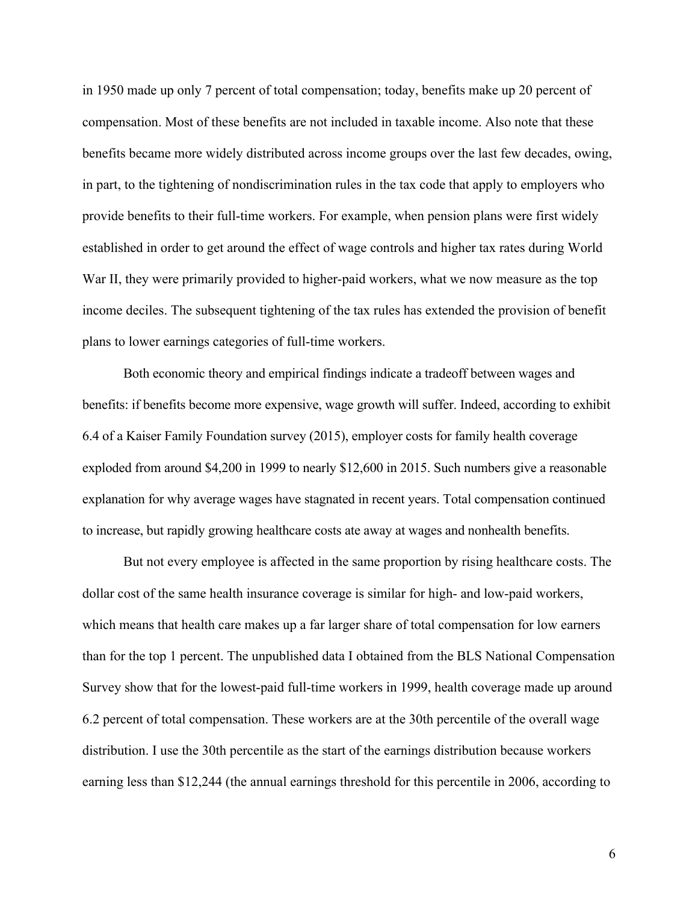in 1950 made up only 7 percent of total compensation; today, benefits make up 20 percent of compensation. Most of these benefits are not included in taxable income. Also note that these benefits became more widely distributed across income groups over the last few decades, owing, in part, to the tightening of nondiscrimination rules in the tax code that apply to employers who provide benefits to their full-time workers. For example, when pension plans were first widely established in order to get around the effect of wage controls and higher tax rates during World War II, they were primarily provided to higher-paid workers, what we now measure as the top income deciles. The subsequent tightening of the tax rules has extended the provision of benefit plans to lower earnings categories of full-time workers.

Both economic theory and empirical findings indicate a tradeoff between wages and benefits: if benefits become more expensive, wage growth will suffer. Indeed, according to exhibit 6.4 of a Kaiser Family Foundation survey (2015), employer costs for family health coverage exploded from around $4,200 in 1999 to nearly $12,600 in 2015. Such numbers give a reasonable explanation for why average wages have stagnated in recent years. Total compensation continued to increase, but rapidly growing healthcare costs ate away at wages and nonhealth benefits.

But not every employee is affected in the same proportion by rising healthcare costs. The dollar cost of the same health insurance coverage is similar for high- and low-paid workers, which means that health care makes up a far larger share of total compensation for low earners than for the top 1 percent. The unpublished data I obtained from the BLS National Compensation Survey show that for the lowest-paid full-time workers in 1999, health coverage made up around 6.2 percent of total compensation. These workers are at the 30th percentile of the overall wage distribution. I use the 30th percentile as the start of the earnings distribution because workers earning less than $12,244 (the annual earnings threshold for this percentile in 2006, according to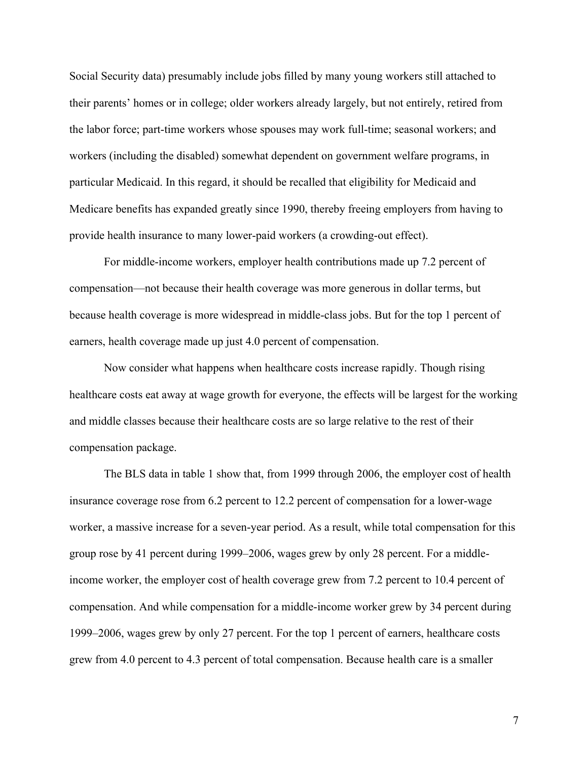Social Security data) presumably include jobs filled by many young workers still attached to their parents' homes or in college; older workers already largely, but not entirely, retired from the labor force; part-time workers whose spouses may work full-time; seasonal workers; and workers (including the disabled) somewhat dependent on government welfare programs, in particular Medicaid. In this regard, it should be recalled that eligibility for Medicaid and Medicare benefits has expanded greatly since 1990, thereby freeing employers from having to provide health insurance to many lower-paid workers (a crowding-out effect).

For middle-income workers, employer health contributions made up 7.2 percent of compensation—not because their health coverage was more generous in dollar terms, but because health coverage is more widespread in middle-class jobs. But for the top 1 percent of earners, health coverage made up just 4.0 percent of compensation.

Now consider what happens when healthcare costs increase rapidly. Though rising healthcare costs eat away at wage growth for everyone, the effects will be largest for the working and middle classes because their healthcare costs are so large relative to the rest of their compensation package.

The BLS data in table 1 show that, from 1999 through 2006, the employer cost of health insurance coverage rose from 6.2 percent to 12.2 percent of compensation for a lower-wage worker, a massive increase for a seven-year period. As a result, while total compensation for this group rose by 41 percent during 1999–2006, wages grew by only 28 percent. For a middle-income worker, the employer cost of health coverage grew from 7.2 percent to 10.4 percent of compensation. And while compensation for a middle-income worker grew by 34 percent during 1999–2006, wages grew by only 27 percent. For the top 1 percent of earners, healthcare costs grew from 4.0 percent to 4.3 percent of total compensation. Because health care is a smaller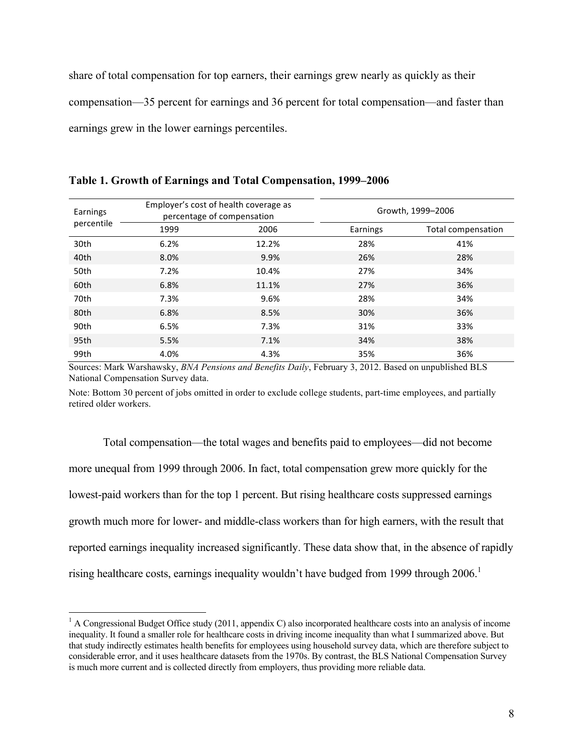share of total compensation for top earners, their earnings grew nearly as quickly as their compensation—35 percent for earnings and 36 percent for total compensation—and faster than earnings grew in the lower earnings percentiles.

**Table 1. Growth of Earnings and Total Compensation, 1999–2006**

| Earnings percentile | Employer's cost of health coverage as percentage of compensation | | Growth, 1999–2006 | |
|---|---|---|---|---|
| | 1999 | 2006 | Earnings | Total compensation |
| 30th | 6.2% | 12.2% | 28% | 41% |
| 40th | 8.0% | 9.9% | 26% | 28% |
| 50th | 7.2% | 10.4% | 27% | 34% |
| 60th | 6.8% | 11.1% | 27% | 36% |
| 70th | 7.3% | 9.6% | 28% | 34% |
| 80th | 6.8% | 8.5% | 30% | 36% |
| 90th | 6.5% | 7.3% | 31% | 33% |
| 95th | 5.5% | 7.1% | 34% | 38% |
| 99th | 4.0% | 4.3% | 35% | 36% |

Sources: Mark Warshawsky, *BNA Pensions and Benefits Daily*, February 3, 2012. Based on unpublished BLS National Compensation Survey data.

Note: Bottom 30 percent of jobs omitted in order to exclude college students, part-time employees, and partially retired older workers.

Total compensation—the total wages and benefits paid to employees—did not become more unequal from 1999 through 2006. In fact, total compensation grew more quickly for the lowest-paid workers than for the top 1 percent. But rising healthcare costs suppressed earnings growth much more for lower- and middle-class workers than for high earners, with the result that reported earnings inequality increased significantly. These data show that, in the absence of rapidly rising healthcare costs, earnings inequality wouldn't have budged from 1999 through 2006.[1]

[1] A Congressional Budget Office study (2011, appendix C) also incorporated healthcare costs into an analysis of income inequality. It found a smaller role for healthcare costs in driving income inequality than what I summarized above. But that study indirectly estimates health benefits for employees using household survey data, which are therefore subject to considerable error, and it uses healthcare datasets from the 1970s. By contrast, the BLS National Compensation Survey is much more current and is collected directly from employers, thus providing more reliable data.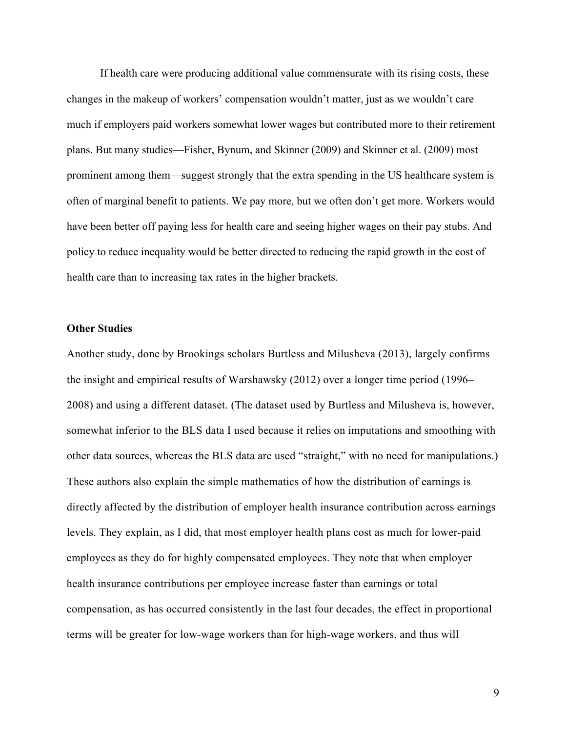If health care were producing additional value commensurate with its rising costs, these changes in the makeup of workers' compensation wouldn't matter, just as we wouldn't care much if employers paid workers somewhat lower wages but contributed more to their retirement plans. But many studies—Fisher, Bynum, and Skinner (2009) and Skinner et al. (2009) most prominent among them—suggest strongly that the extra spending in the US healthcare system is often of marginal benefit to patients. We pay more, but we often don't get more. Workers would have been better off paying less for health care and seeing higher wages on their pay stubs. And policy to reduce inequality would be better directed to reducing the rapid growth in the cost of health care than to increasing tax rates in the higher brackets.

**Other Studies**

Another study, done by Brookings scholars Burtless and Milusheva (2013), largely confirms the insight and empirical results of Warshawsky (2012) over a longer time period (1996–2008) and using a different dataset. (The dataset used by Burtless and Milusheva is, however, somewhat inferior to the BLS data I used because it relies on imputations and smoothing with other data sources, whereas the BLS data are used "straight," with no need for manipulations.) These authors also explain the simple mathematics of how the distribution of earnings is directly affected by the distribution of employer health insurance contribution across earnings levels. They explain, as I did, that most employer health plans cost as much for lower-paid employees as they do for highly compensated employees. They note that when employer health insurance contributions per employee increase faster than earnings or total compensation, as has occurred consistently in the last four decades, the effect in proportional terms will be greater for low-wage workers than for high-wage workers, and thus will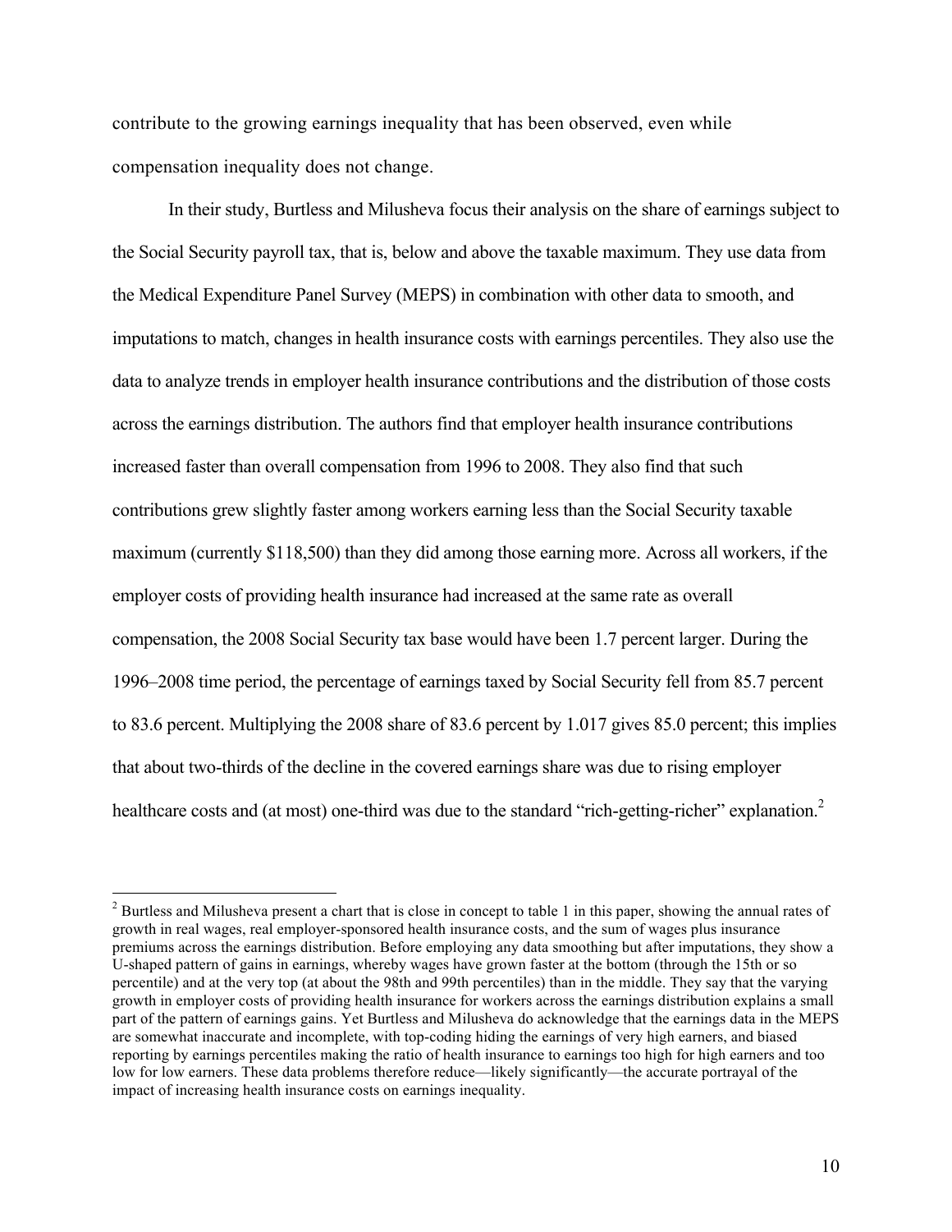contribute to the growing earnings inequality that has been observed, even while compensation inequality does not change.

In their study, Burtless and Milusheva focus their analysis on the share of earnings subject to the Social Security payroll tax, that is, below and above the taxable maximum. They use data from the Medical Expenditure Panel Survey (MEPS) in combination with other data to smooth, and imputations to match, changes in health insurance costs with earnings percentiles. They also use the data to analyze trends in employer health insurance contributions and the distribution of those costs across the earnings distribution. The authors find that employer health insurance contributions increased faster than overall compensation from 1996 to 2008. They also find that such contributions grew slightly faster among workers earning less than the Social Security taxable maximum (currently $118,500) than they did among those earning more. Across all workers, if the employer costs of providing health insurance had increased at the same rate as overall compensation, the 2008 Social Security tax base would have been 1.7 percent larger. During the 1996–2008 time period, the percentage of earnings taxed by Social Security fell from 85.7 percent to 83.6 percent. Multiplying the 2008 share of 83.6 percent by 1.017 gives 85.0 percent; this implies that about two-thirds of the decline in the covered earnings share was due to rising employer healthcare costs and (at most) one-third was due to the standard "rich-getting-richer" explanation.[2]

[2] Burtless and Milusheva present a chart that is close in concept to table 1 in this paper, showing the annual rates of growth in real wages, real employer-sponsored health insurance costs, and the sum of wages plus insurance premiums across the earnings distribution. Before employing any data smoothing but after imputations, they show a U-shaped pattern of gains in earnings, whereby wages have grown faster at the bottom (through the 15th or so percentile) and at the very top (at about the 98th and 99th percentiles) than in the middle. They say that the varying growth in employer costs of providing health insurance for workers across the earnings distribution explains a small part of the pattern of earnings gains. Yet Burtless and Milusheva do acknowledge that the earnings data in the MEPS are somewhat inaccurate and incomplete, with top-coding hiding the earnings of very high earners, and biased reporting by earnings percentiles making the ratio of health insurance to earnings too high for high earners and too low for low earners. These data problems therefore reduce—likely significantly—the accurate portrayal of the impact of increasing health insurance costs on earnings inequality.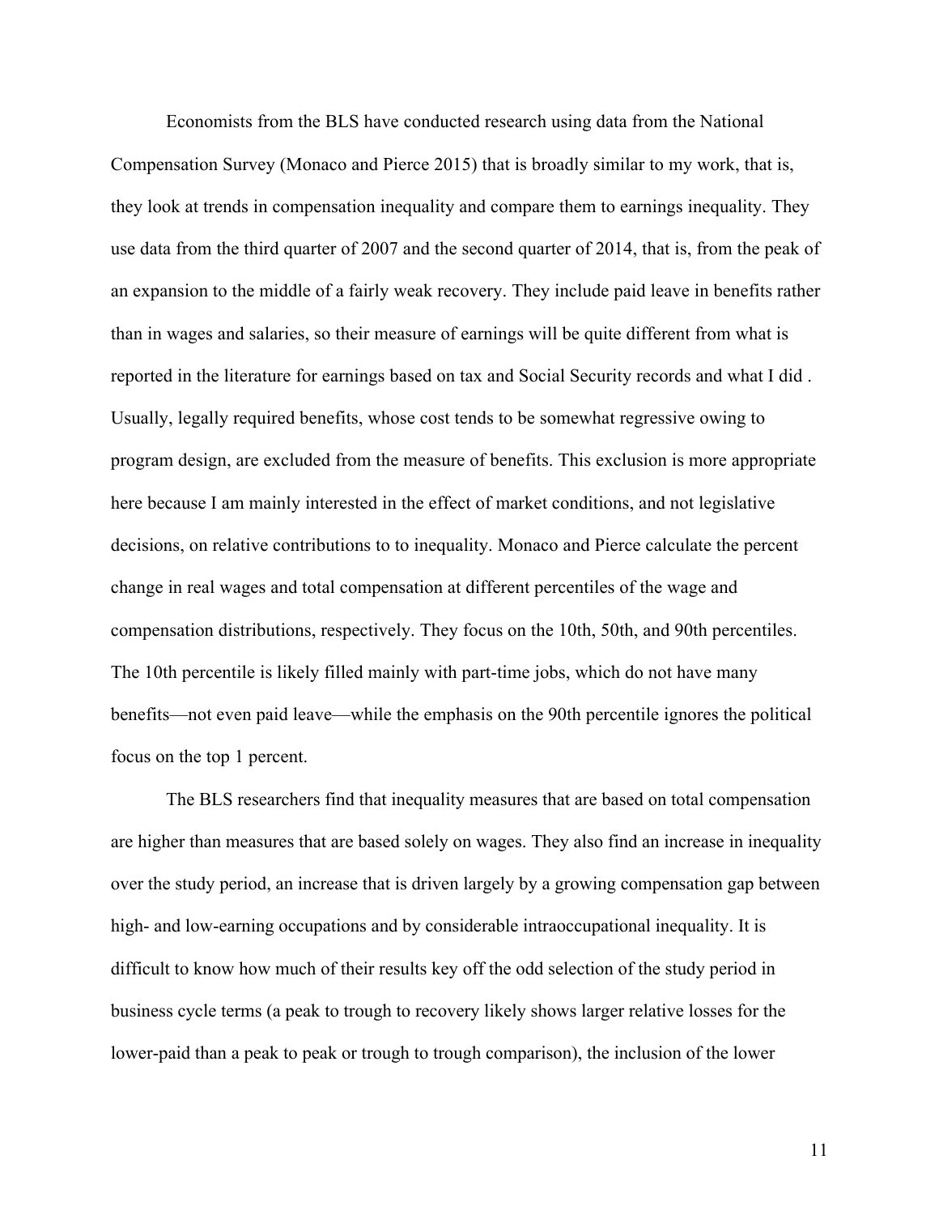Economists from the BLS have conducted research using data from the National Compensation Survey (Monaco and Pierce 2015) that is broadly similar to my work, that is, they look at trends in compensation inequality and compare them to earnings inequality. They use data from the third quarter of 2007 and the second quarter of 2014, that is, from the peak of an expansion to the middle of a fairly weak recovery. They include paid leave in benefits rather than in wages and salaries, so their measure of earnings will be quite different from what is reported in the literature for earnings based on tax and Social Security records and what I did . Usually, legally required benefits, whose cost tends to be somewhat regressive owing to program design, are excluded from the measure of benefits. This exclusion is more appropriate here because I am mainly interested in the effect of market conditions, and not legislative decisions, on relative contributions to to inequality. Monaco and Pierce calculate the percent change in real wages and total compensation at different percentiles of the wage and compensation distributions, respectively. They focus on the 10th, 50th, and 90th percentiles. The 10th percentile is likely filled mainly with part-time jobs, which do not have many benefits—not even paid leave—while the emphasis on the 90th percentile ignores the political focus on the top 1 percent.

The BLS researchers find that inequality measures that are based on total compensation are higher than measures that are based solely on wages. They also find an increase in inequality over the study period, an increase that is driven largely by a growing compensation gap between high- and low-earning occupations and by considerable intraoccupational inequality. It is difficult to know how much of their results key off the odd selection of the study period in business cycle terms (a peak to trough to recovery likely shows larger relative losses for the lower-paid than a peak to peak or trough to trough comparison), the inclusion of the lower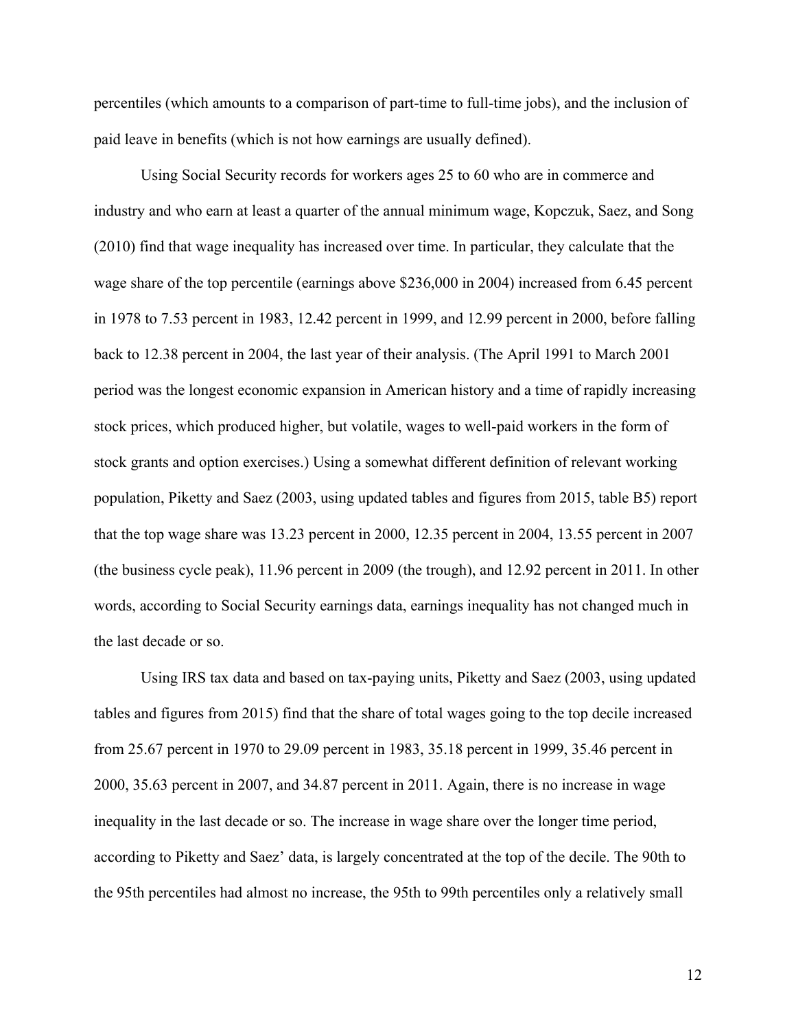percentiles (which amounts to a comparison of part-time to full-time jobs), and the inclusion of paid leave in benefits (which is not how earnings are usually defined).

Using Social Security records for workers ages 25 to 60 who are in commerce and industry and who earn at least a quarter of the annual minimum wage, Kopczuk, Saez, and Song (2010) find that wage inequality has increased over time. In particular, they calculate that the wage share of the top percentile (earnings above $236,000 in 2004) increased from 6.45 percent in 1978 to 7.53 percent in 1983, 12.42 percent in 1999, and 12.99 percent in 2000, before falling back to 12.38 percent in 2004, the last year of their analysis. (The April 1991 to March 2001 period was the longest economic expansion in American history and a time of rapidly increasing stock prices, which produced higher, but volatile, wages to well-paid workers in the form of stock grants and option exercises.) Using a somewhat different definition of relevant working population, Piketty and Saez (2003, using updated tables and figures from 2015, table B5) report that the top wage share was 13.23 percent in 2000, 12.35 percent in 2004, 13.55 percent in 2007 (the business cycle peak), 11.96 percent in 2009 (the trough), and 12.92 percent in 2011. In other words, according to Social Security earnings data, earnings inequality has not changed much in the last decade or so.

Using IRS tax data and based on tax-paying units, Piketty and Saez (2003, using updated tables and figures from 2015) find that the share of total wages going to the top decile increased from 25.67 percent in 1970 to 29.09 percent in 1983, 35.18 percent in 1999, 35.46 percent in 2000, 35.63 percent in 2007, and 34.87 percent in 2011. Again, there is no increase in wage inequality in the last decade or so. The increase in wage share over the longer time period, according to Piketty and Saez' data, is largely concentrated at the top of the decile. The 90th to the 95th percentiles had almost no increase, the 95th to 99th percentiles only a relatively small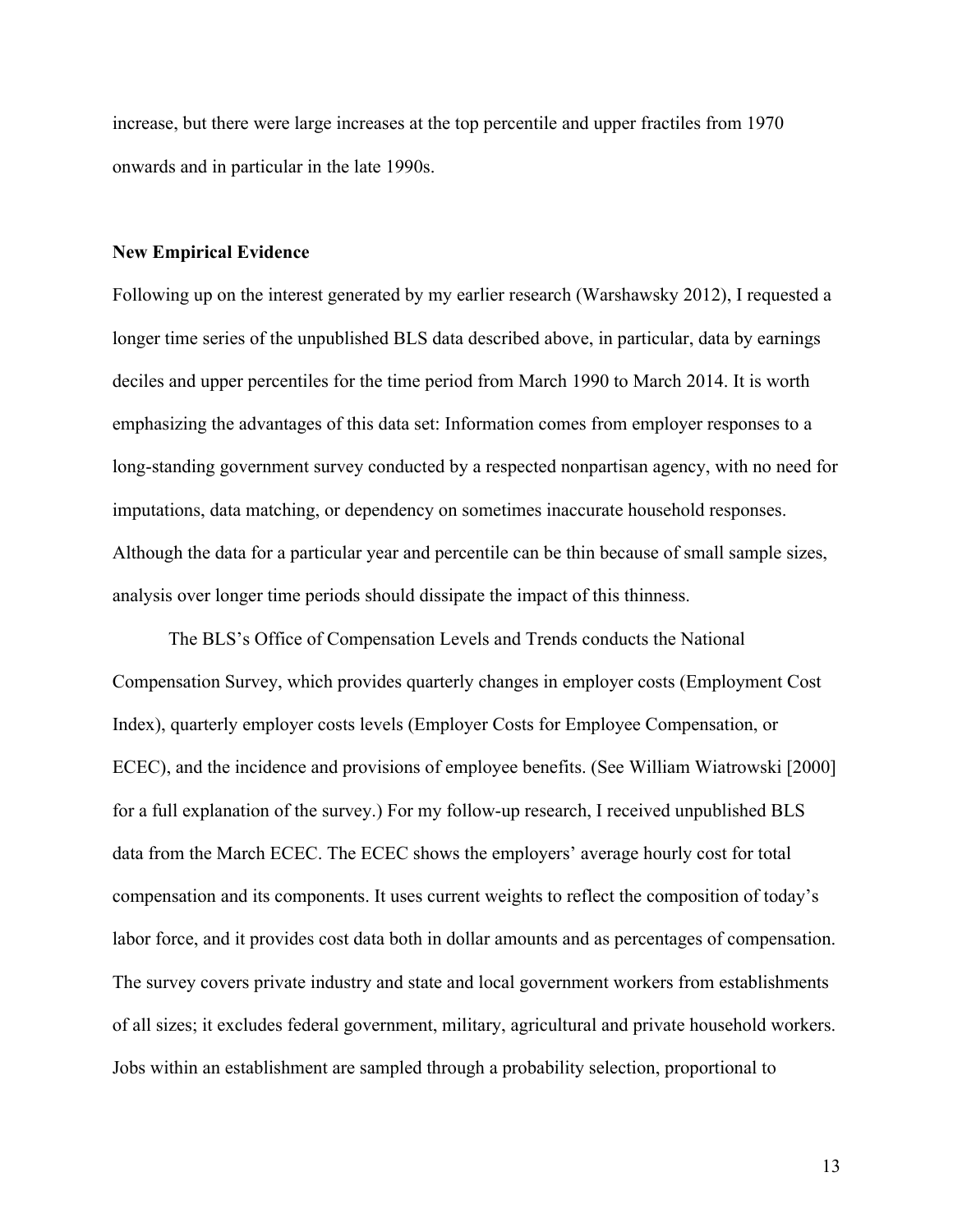increase, but there were large increases at the top percentile and upper fractiles from 1970 onwards and in particular in the late 1990s.

**New Empirical Evidence**

Following up on the interest generated by my earlier research (Warshawsky 2012), I requested a longer time series of the unpublished BLS data described above, in particular, data by earnings deciles and upper percentiles for the time period from March 1990 to March 2014. It is worth emphasizing the advantages of this data set: Information comes from employer responses to a long-standing government survey conducted by a respected nonpartisan agency, with no need for imputations, data matching, or dependency on sometimes inaccurate household responses. Although the data for a particular year and percentile can be thin because of small sample sizes, analysis over longer time periods should dissipate the impact of this thinness.

The BLS's Office of Compensation Levels and Trends conducts the National Compensation Survey, which provides quarterly changes in employer costs (Employment Cost Index), quarterly employer costs levels (Employer Costs for Employee Compensation, or ECEC), and the incidence and provisions of employee benefits. (See William Wiatrowski [2000] for a full explanation of the survey.) For my follow-up research, I received unpublished BLS data from the March ECEC. The ECEC shows the employers' average hourly cost for total compensation and its components. It uses current weights to reflect the composition of today's labor force, and it provides cost data both in dollar amounts and as percentages of compensation. The survey covers private industry and state and local government workers from establishments of all sizes; it excludes federal government, military, agricultural and private household workers. Jobs within an establishment are sampled through a probability selection, proportional to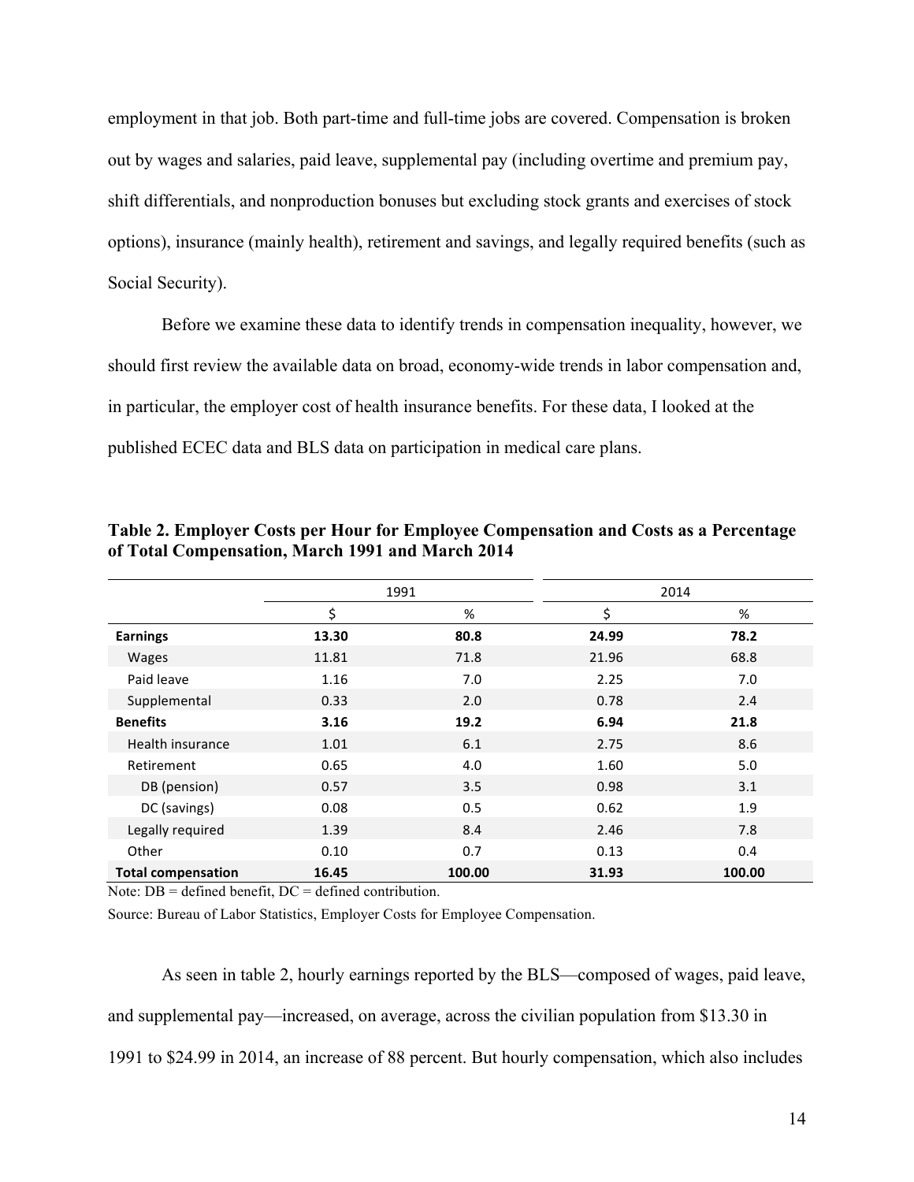employment in that job. Both part-time and full-time jobs are covered. Compensation is broken out by wages and salaries, paid leave, supplemental pay (including overtime and premium pay, shift differentials, and nonproduction bonuses but excluding stock grants and exercises of stock options), insurance (mainly health), retirement and savings, and legally required benefits (such as Social Security).

Before we examine these data to identify trends in compensation inequality, however, we should first review the available data on broad, economy-wide trends in labor compensation and, in particular, the employer cost of health insurance benefits. For these data, I looked at the published ECEC data and BLS data on participation in medical care plans.

**Table 2. Employer Costs per Hour for Employee Compensation and Costs as a Percentage of Total Compensation, March 1991 and March 2014**

| | 1991 | | 2014 | |
|---|---|---|---|---|
| | $ | % | $ | % |
| **Earnings** | **13.30** | **80.8** | **24.99** | **78.2** |
| Wages | 11.81 | 71.8 | 21.96 | 68.8 |
| Paid leave | 1.16 | 7.0 | 2.25 | 7.0 |
| Supplemental | 0.33 | 2.0 | 0.78 | 2.4 |
| **Benefits** | **3.16** | **19.2** | **6.94** | **21.8** |
| Health insurance | 1.01 | 6.1 | 2.75 | 8.6 |
| Retirement | 0.65 | 4.0 | 1.60 | 5.0 |
| DB (pension) | 0.57 | 3.5 | 0.98 | 3.1 |
| DC (savings) | 0.08 | 0.5 | 0.62 | 1.9 |
| Legally required | 1.39 | 8.4 | 2.46 | 7.8 |
| Other | 0.10 | 0.7 | 0.13 | 0.4 |
| **Total compensation** | **16.45** | **100.00** | **31.93** | **100.00** |

Note: DB = defined benefit, DC = defined contribution.

Source: Bureau of Labor Statistics, Employer Costs for Employee Compensation.

As seen in table 2, hourly earnings reported by the BLS—composed of wages, paid leave, and supplemental pay—increased, on average, across the civilian population from $13.30 in 1991 to $24.99 in 2014, an increase of 88 percent. But hourly compensation, which also includes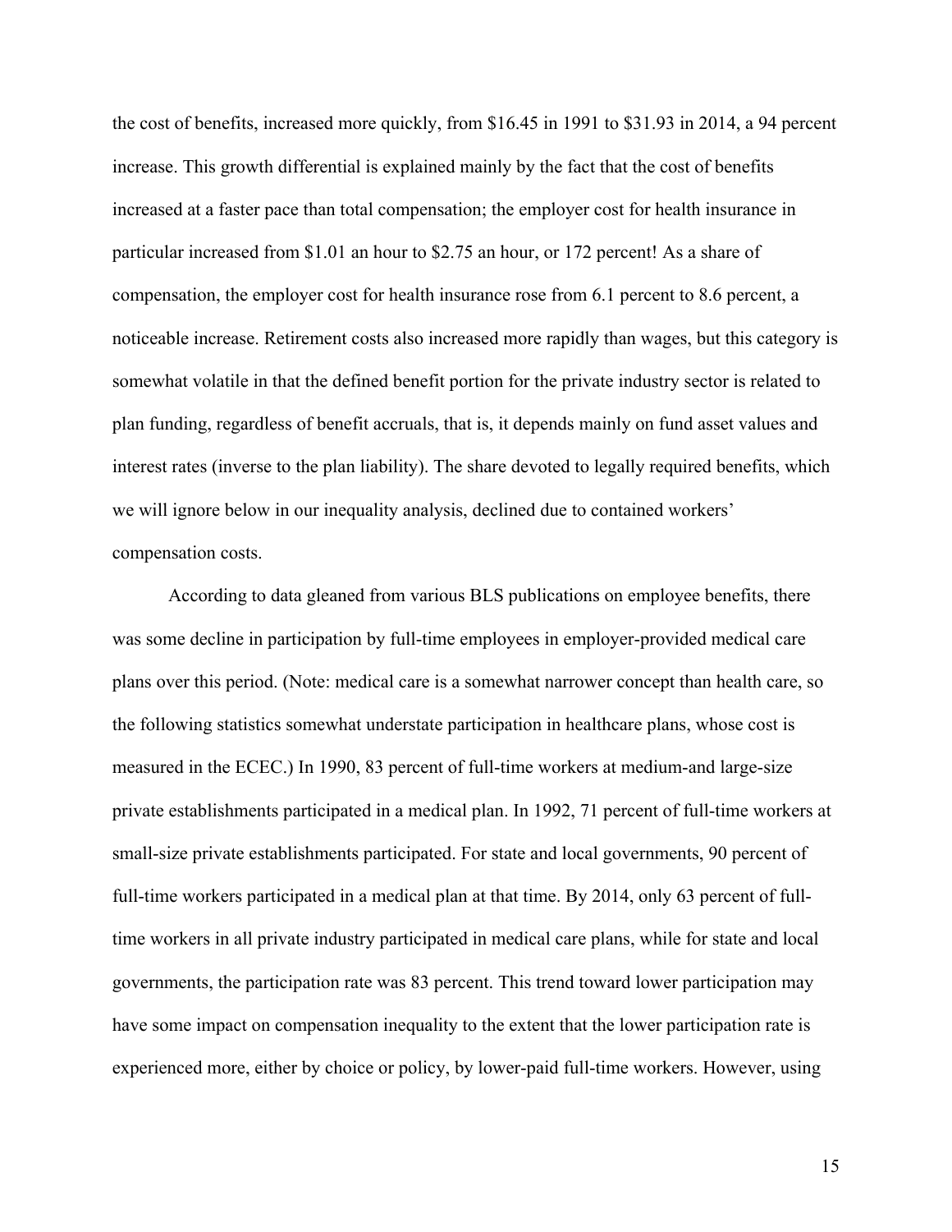the cost of benefits, increased more quickly, from $16.45 in 1991 to $31.93 in 2014, a 94 percent increase. This growth differential is explained mainly by the fact that the cost of benefits increased at a faster pace than total compensation; the employer cost for health insurance in particular increased from $1.01 an hour to $2.75 an hour, or 172 percent! As a share of compensation, the employer cost for health insurance rose from 6.1 percent to 8.6 percent, a noticeable increase. Retirement costs also increased more rapidly than wages, but this category is somewhat volatile in that the defined benefit portion for the private industry sector is related to plan funding, regardless of benefit accruals, that is, it depends mainly on fund asset values and interest rates (inverse to the plan liability). The share devoted to legally required benefits, which we will ignore below in our inequality analysis, declined due to contained workers' compensation costs.

According to data gleaned from various BLS publications on employee benefits, there was some decline in participation by full-time employees in employer-provided medical care plans over this period. (Note: medical care is a somewhat narrower concept than health care, so the following statistics somewhat understate participation in healthcare plans, whose cost is measured in the ECEC.) In 1990, 83 percent of full-time workers at medium-and large-size private establishments participated in a medical plan. In 1992, 71 percent of full-time workers at small-size private establishments participated. For state and local governments, 90 percent of full-time workers participated in a medical plan at that time. By 2014, only 63 percent of full-time workers in all private industry participated in medical care plans, while for state and local governments, the participation rate was 83 percent. This trend toward lower participation may have some impact on compensation inequality to the extent that the lower participation rate is experienced more, either by choice or policy, by lower-paid full-time workers. However, using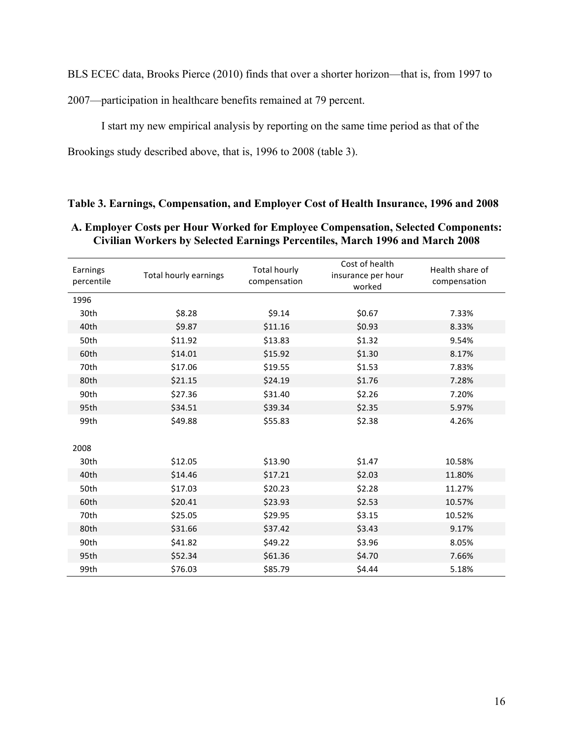BLS ECEC data, Brooks Pierce (2010) finds that over a shorter horizon—that is, from 1997 to 2007—participation in healthcare benefits remained at 79 percent.

I start my new empirical analysis by reporting on the same time period as that of the Brookings study described above, that is, 1996 to 2008 (table 3).

**Table 3. Earnings, Compensation, and Employer Cost of Health Insurance, 1996 and 2008**

**A. Employer Costs per Hour Worked for Employee Compensation, Selected Components: Civilian Workers by Selected Earnings Percentiles, March 1996 and March 2008**

| Earnings percentile | Total hourly earnings | Total hourly compensation | Cost of health insurance per hour worked | Health share of compensation |
|---|---|---|---|---|
| 1996 | | | | |
| 30th | $8.28 | $9.14 | $0.67 | 7.33% |
| 40th | $9.87 | $11.16 | $0.93 | 8.33% |
| 50th | $11.92 | $13.83 | $1.32 | 9.54% |
| 60th | $14.01 | $15.92 | $1.30 | 8.17% |
| 70th | $17.06 | $19.55 | $1.53 | 7.83% |
| 80th | $21.15 | $24.19 | $1.76 | 7.28% |
| 90th | $27.36 | $31.40 | $2.26 | 7.20% |
| 95th | $34.51 | $39.34 | $2.35 | 5.97% |
| 99th | $49.88 | $55.83 | $2.38 | 4.26% |
| | | | | |
| 2008 | | | | |
| 30th | $12.05 | $13.90 | $1.47 | 10.58% |
| 40th | $14.46 | $17.21 | $2.03 | 11.80% |
| 50th | $17.03 | $20.23 | $2.28 | 11.27% |
| 60th | $20.41 | $23.93 | $2.53 | 10.57% |
| 70th | $25.05 | $29.95 | $3.15 | 10.52% |
| 80th | $31.66 | $37.42 | $3.43 | 9.17% |
| 90th | $41.82 | $49.22 | $3.96 | 8.05% |
| 95th | $52.34 | $61.36 | $4.70 | 7.66% |
| 99th | $76.03 | $85.79 | $4.44 | 5.18% |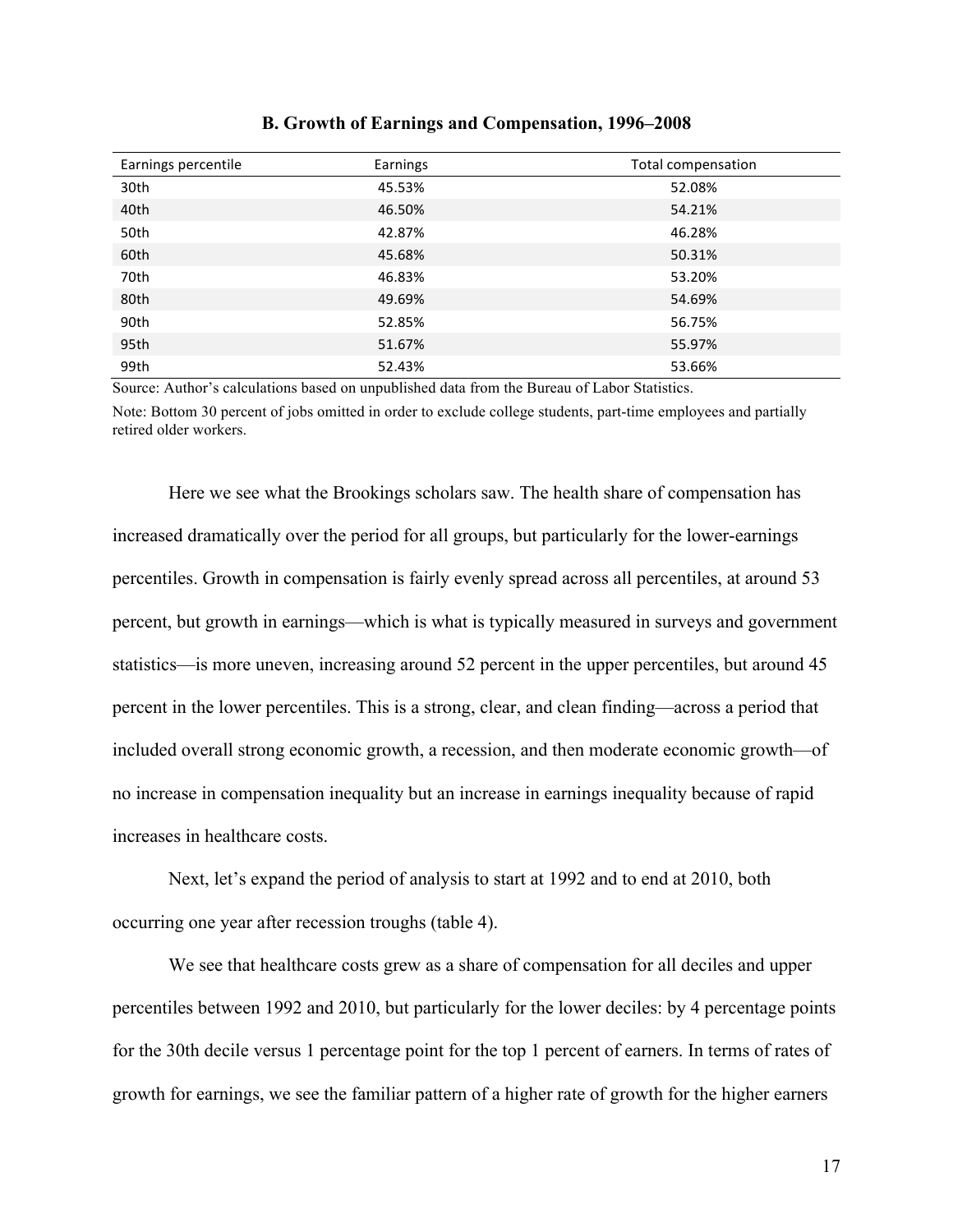**B. Growth of Earnings and Compensation, 1996–2008**

| Earnings percentile | Earnings | Total compensation |
|---|---|---|
| 30th | 45.53% | 52.08% |
| 40th | 46.50% | 54.21% |
| 50th | 42.87% | 46.28% |
| 60th | 45.68% | 50.31% |
| 70th | 46.83% | 53.20% |
| 80th | 49.69% | 54.69% |
| 90th | 52.85% | 56.75% |
| 95th | 51.67% | 55.97% |
| 99th | 52.43% | 53.66% |

Source: Author's calculations based on unpublished data from the Bureau of Labor Statistics.

Note: Bottom 30 percent of jobs omitted in order to exclude college students, part-time employees and partially retired older workers.

Here we see what the Brookings scholars saw. The health share of compensation has increased dramatically over the period for all groups, but particularly for the lower-earnings percentiles. Growth in compensation is fairly evenly spread across all percentiles, at around 53 percent, but growth in earnings—which is what is typically measured in surveys and government statistics—is more uneven, increasing around 52 percent in the upper percentiles, but around 45 percent in the lower percentiles. This is a strong, clear, and clean finding—across a period that included overall strong economic growth, a recession, and then moderate economic growth—of no increase in compensation inequality but an increase in earnings inequality because of rapid increases in healthcare costs.

Next, let's expand the period of analysis to start at 1992 and to end at 2010, both occurring one year after recession troughs (table 4).

We see that healthcare costs grew as a share of compensation for all deciles and upper percentiles between 1992 and 2010, but particularly for the lower deciles: by 4 percentage points for the 30th decile versus 1 percentage point for the top 1 percent of earners. In terms of rates of growth for earnings, we see the familiar pattern of a higher rate of growth for the higher earners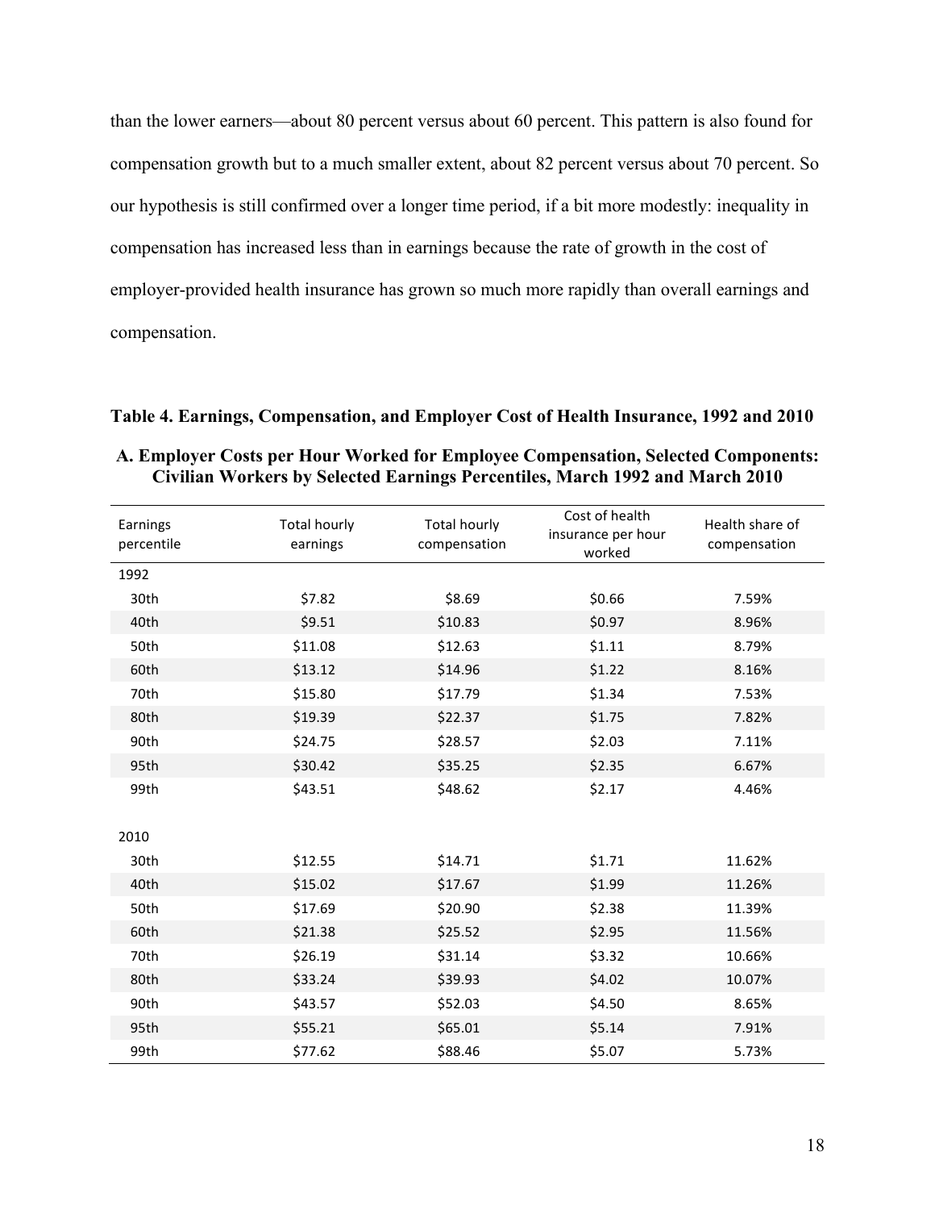than the lower earners—about 80 percent versus about 60 percent. This pattern is also found for compensation growth but to a much smaller extent, about 82 percent versus about 70 percent. So our hypothesis is still confirmed over a longer time period, if a bit more modestly: inequality in compensation has increased less than in earnings because the rate of growth in the cost of employer-provided health insurance has grown so much more rapidly than overall earnings and compensation.

**Table 4. Earnings, Compensation, and Employer Cost of Health Insurance, 1992 and 2010**

**A. Employer Costs per Hour Worked for Employee Compensation, Selected Components: Civilian Workers by Selected Earnings Percentiles, March 1992 and March 2010**

| Earnings percentile | Total hourly earnings | Total hourly compensation | Cost of health insurance per hour worked | Health share of compensation |
|---|---|---|---|---|
| 1992 | | | | |
| 30th | $7.82 | $8.69 | $0.66 | 7.59% |
| 40th | $9.51 | $10.83 | $0.97 | 8.96% |
| 50th | $11.08 | $12.63 | $1.11 | 8.79% |
| 60th | $13.12 | $14.96 | $1.22 | 8.16% |
| 70th | $15.80 | $17.79 | $1.34 | 7.53% |
| 80th | $19.39 | $22.37 | $1.75 | 7.82% |
| 90th | $24.75 | $28.57 | $2.03 | 7.11% |
| 95th | $30.42 | $35.25 | $2.35 | 6.67% |
| 99th | $43.51 | $48.62 | $2.17 | 4.46% |
| | | | | |
| 2010 | | | | |
| 30th | $12.55 | $14.71 | $1.71 | 11.62% |
| 40th | $15.02 | $17.67 | $1.99 | 11.26% |
| 50th | $17.69 | $20.90 | $2.38 | 11.39% |
| 60th | $21.38 | $25.52 | $2.95 | 11.56% |
| 70th | $26.19 | $31.14 | $3.32 | 10.66% |
| 80th | $33.24 | $39.93 | $4.02 | 10.07% |
| 90th | $43.57 | $52.03 | $4.50 | 8.65% |
| 95th | $55.21 | $65.01 | $5.14 | 7.91% |
| 99th | $77.62 | $88.46 | $5.07 | 5.73% |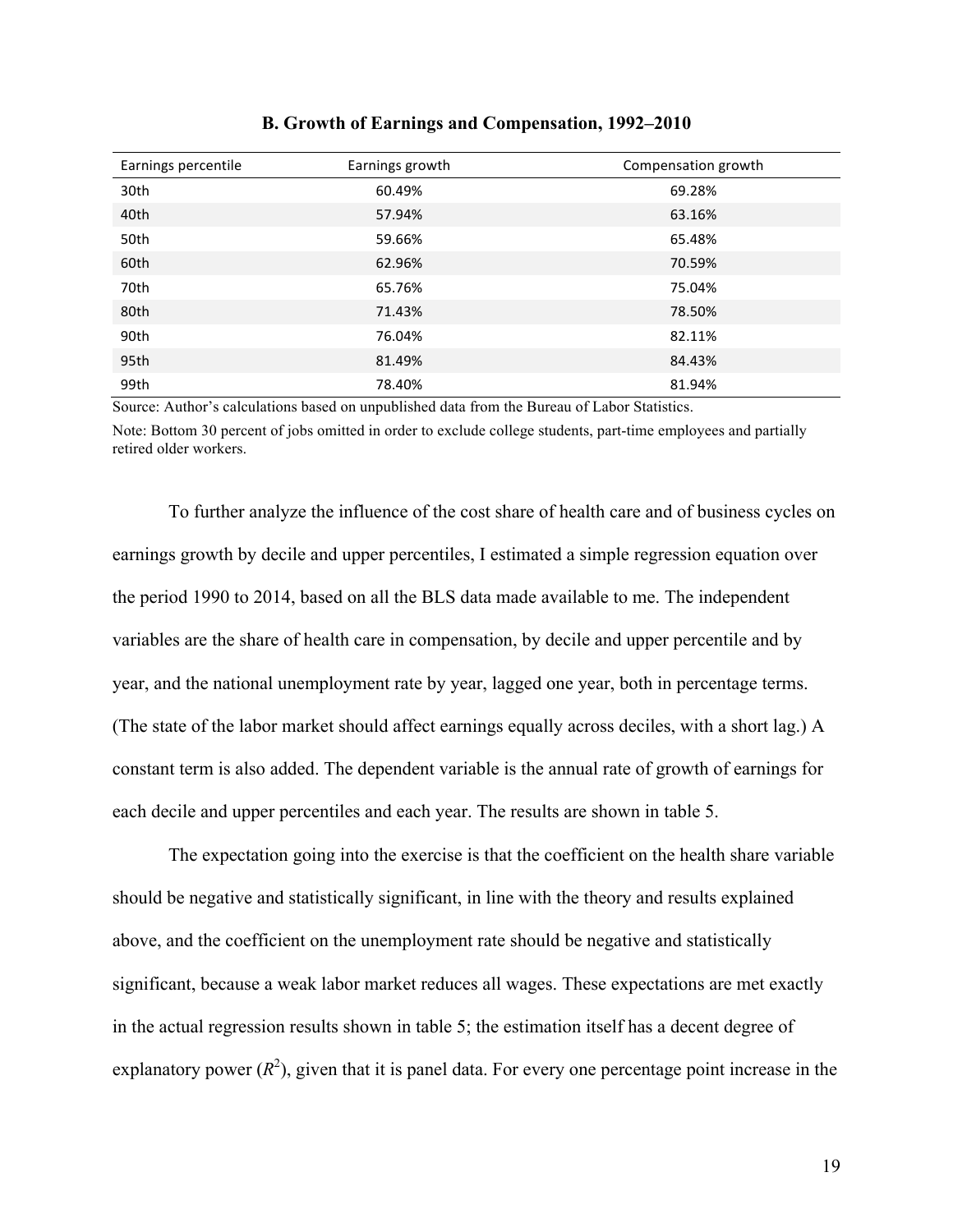### B. Growth of Earnings and Compensation, 1992–2010

| Earnings percentile | Earnings growth | Compensation growth |
|---|---|---|
| 30th | 60.49% | 69.28% |
| 40th | 57.94% | 63.16% |
| 50th | 59.66% | 65.48% |
| 60th | 62.96% | 70.59% |
| 70th | 65.76% | 75.04% |
| 80th | 71.43% | 78.50% |
| 90th | 76.04% | 82.11% |
| 95th | 81.49% | 84.43% |
| 99th | 78.40% | 81.94% |

Source: Author's calculations based on unpublished data from the Bureau of Labor Statistics.

Note: Bottom 30 percent of jobs omitted in order to exclude college students, part-time employees and partially retired older workers.

To further analyze the influence of the cost share of health care and of business cycles on earnings growth by decile and upper percentiles, I estimated a simple regression equation over the period 1990 to 2014, based on all the BLS data made available to me. The independent variables are the share of health care in compensation, by decile and upper percentile and by year, and the national unemployment rate by year, lagged one year, both in percentage terms. (The state of the labor market should affect earnings equally across deciles, with a short lag.) A constant term is also added. The dependent variable is the annual rate of growth of earnings for each decile and upper percentiles and each year. The results are shown in table 5.

The expectation going into the exercise is that the coefficient on the health share variable should be negative and statistically significant, in line with the theory and results explained above, and the coefficient on the unemployment rate should be negative and statistically significant, because a weak labor market reduces all wages. These expectations are met exactly in the actual regression results shown in table 5; the estimation itself has a decent degree of explanatory power ($R^2$), given that it is panel data. For every one percentage point increase in the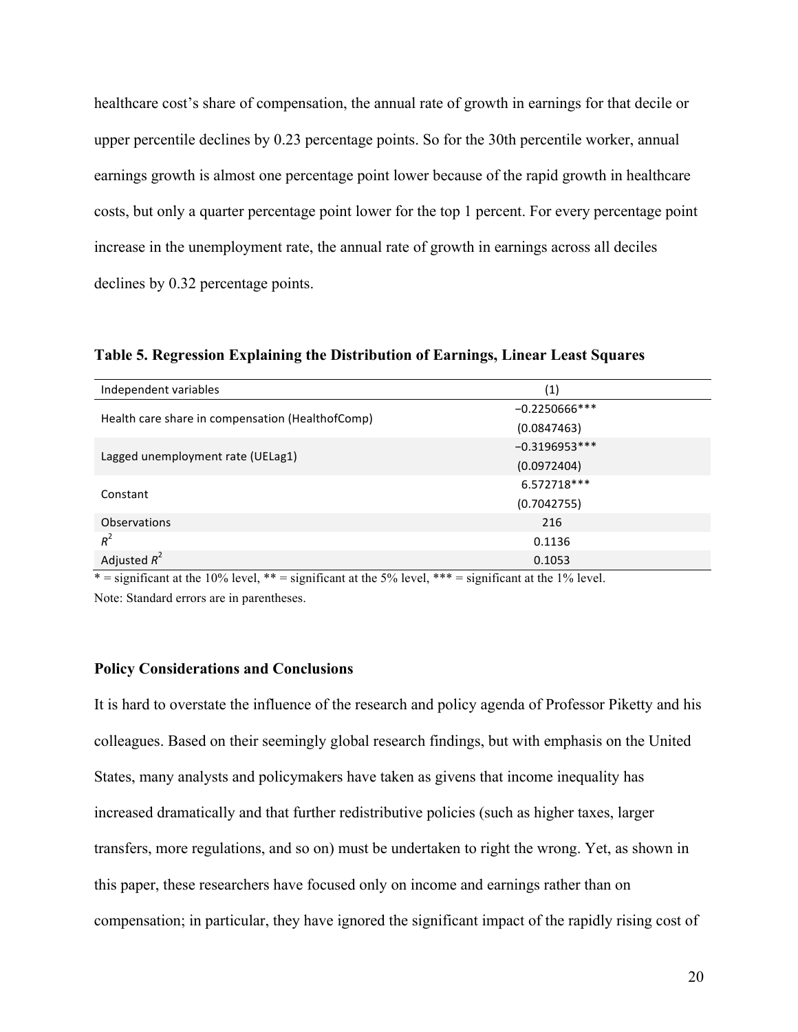healthcare cost's share of compensation, the annual rate of growth in earnings for that decile or upper percentile declines by 0.23 percentage points. So for the 30th percentile worker, annual earnings growth is almost one percentage point lower because of the rapid growth in healthcare costs, but only a quarter percentage point lower for the top 1 percent. For every percentage point increase in the unemployment rate, the annual rate of growth in earnings across all deciles declines by 0.32 percentage points.

**Table 5. Regression Explaining the Distribution of Earnings, Linear Least Squares**

| Independent variables | (1) |
|---|---|
| Health care share in compensation (HealthofComp) | −0.2250666*** |
| | (0.0847463) |
| Lagged unemployment rate (UELag1) | −0.3196953*** |
| | (0.0972404) |
| Constant | 6.572718*** |
| | (0.7042755) |
| Observations | 216 |
| $R^2$ | 0.1136 |
| Adjusted $R^2$ | 0.1053 |

* = significant at the 10% level, ** = significant at the 5% level, *** = significant at the 1% level.

Note: Standard errors are in parentheses.

### Policy Considerations and Conclusions

It is hard to overstate the influence of the research and policy agenda of Professor Piketty and his colleagues. Based on their seemingly global research findings, but with emphasis on the United States, many analysts and policymakers have taken as givens that income inequality has increased dramatically and that further redistributive policies (such as higher taxes, larger transfers, more regulations, and so on) must be undertaken to right the wrong. Yet, as shown in this paper, these researchers have focused only on income and earnings rather than on compensation; in particular, they have ignored the significant impact of the rapidly rising cost of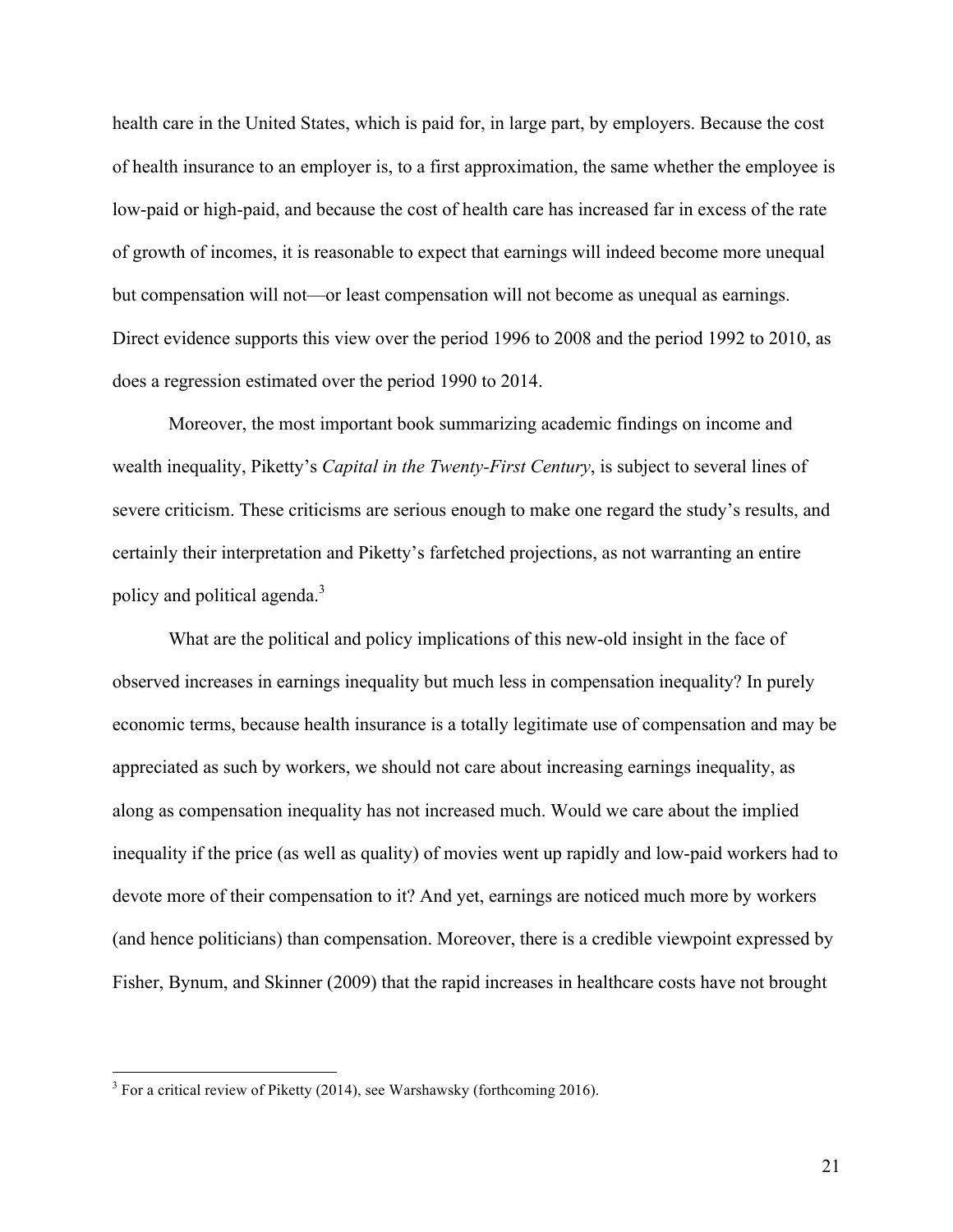health care in the United States, which is paid for, in large part, by employers. Because the cost of health insurance to an employer is, to a first approximation, the same whether the employee is low-paid or high-paid, and because the cost of health care has increased far in excess of the rate of growth of incomes, it is reasonable to expect that earnings will indeed become more unequal but compensation will not—or least compensation will not become as unequal as earnings. Direct evidence supports this view over the period 1996 to 2008 and the period 1992 to 2010, as does a regression estimated over the period 1990 to 2014.

Moreover, the most important book summarizing academic findings on income and wealth inequality, Piketty's *Capital in the Twenty-First Century*, is subject to several lines of severe criticism. These criticisms are serious enough to make one regard the study's results, and certainly their interpretation and Piketty's farfetched projections, as not warranting an entire policy and political agenda.[3]

What are the political and policy implications of this new-old insight in the face of observed increases in earnings inequality but much less in compensation inequality? In purely economic terms, because health insurance is a totally legitimate use of compensation and may be appreciated as such by workers, we should not care about increasing earnings inequality, as along as compensation inequality has not increased much. Would we care about the implied inequality if the price (as well as quality) of movies went up rapidly and low-paid workers had to devote more of their compensation to it? And yet, earnings are noticed much more by workers (and hence politicians) than compensation. Moreover, there is a credible viewpoint expressed by Fisher, Bynum, and Skinner (2009) that the rapid increases in healthcare costs have not brought

[3] For a critical review of Piketty (2014), see Warshawsky (forthcoming 2016).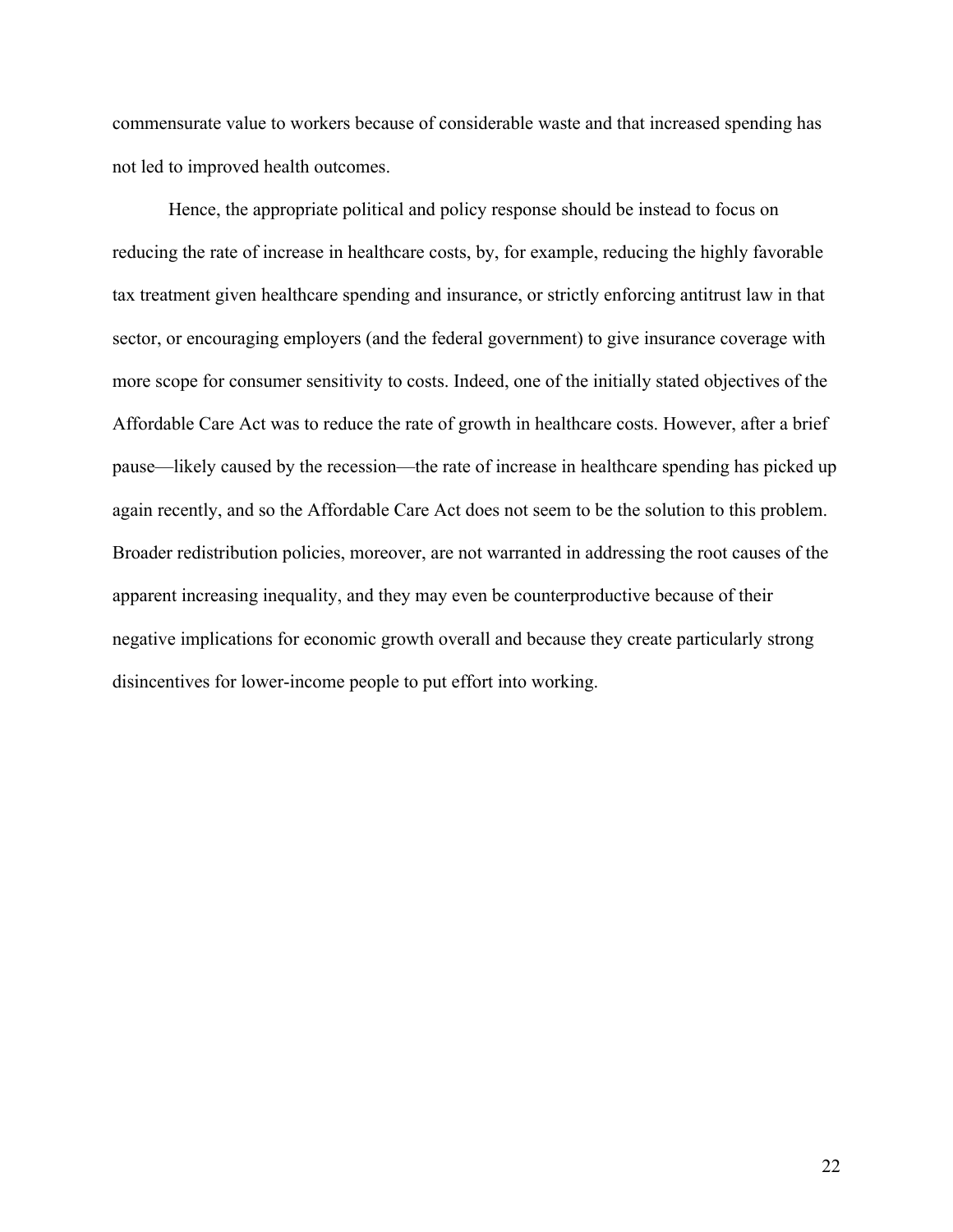commensurate value to workers because of considerable waste and that increased spending has not led to improved health outcomes.

Hence, the appropriate political and policy response should be instead to focus on reducing the rate of increase in healthcare costs, by, for example, reducing the highly favorable tax treatment given healthcare spending and insurance, or strictly enforcing antitrust law in that sector, or encouraging employers (and the federal government) to give insurance coverage with more scope for consumer sensitivity to costs. Indeed, one of the initially stated objectives of the Affordable Care Act was to reduce the rate of growth in healthcare costs. However, after a brief pause—likely caused by the recession—the rate of increase in healthcare spending has picked up again recently, and so the Affordable Care Act does not seem to be the solution to this problem. Broader redistribution policies, moreover, are not warranted in addressing the root causes of the apparent increasing inequality, and they may even be counterproductive because of their negative implications for economic growth overall and because they create particularly strong disincentives for lower-income people to put effort into working.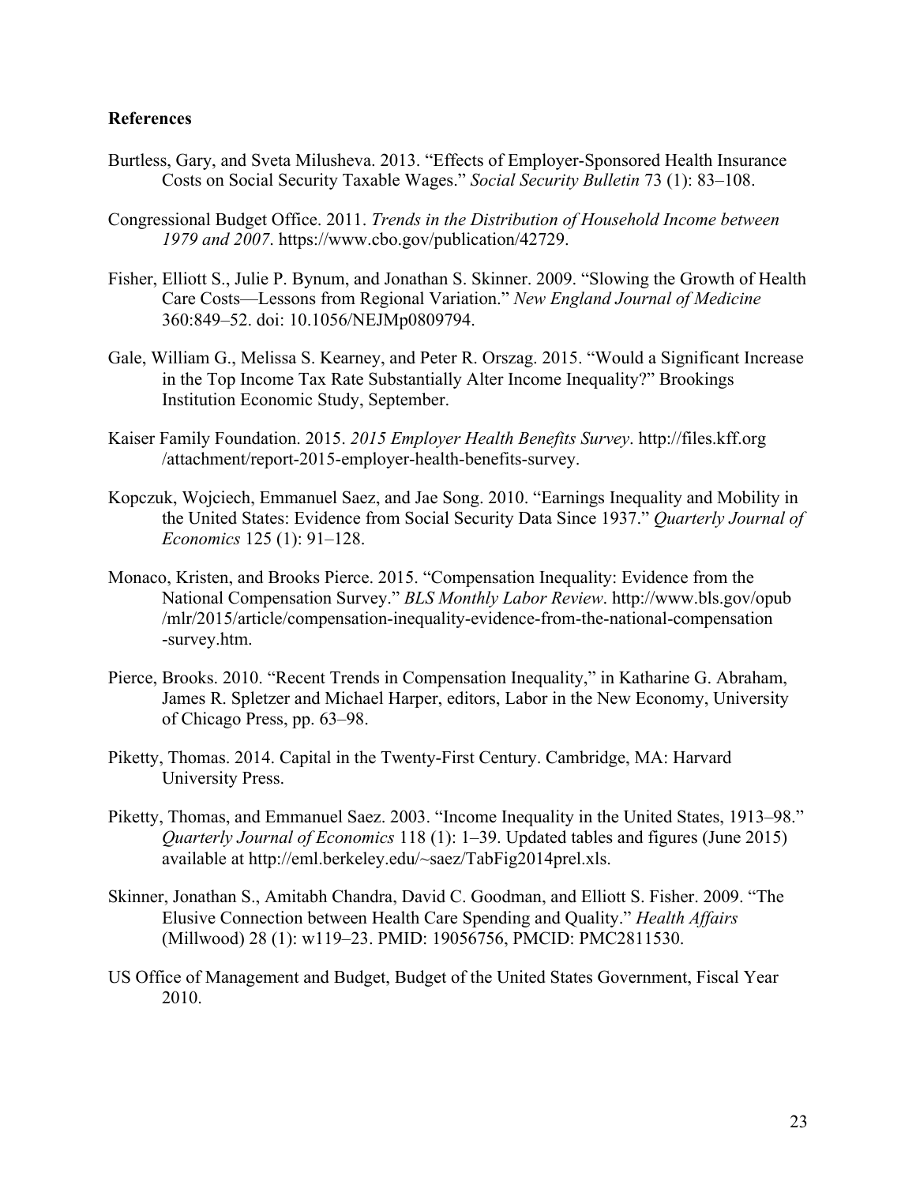**References**

Burtless, Gary, and Sveta Milusheva. 2013. "Effects of Employer-Sponsored Health Insurance Costs on Social Security Taxable Wages." *Social Security Bulletin* 73 (1): 83–108.

Congressional Budget Office. 2011. *Trends in the Distribution of Household Income between 1979 and 2007*. https://www.cbo.gov/publication/42729.

Fisher, Elliott S., Julie P. Bynum, and Jonathan S. Skinner. 2009. "Slowing the Growth of Health Care Costs—Lessons from Regional Variation." *New England Journal of Medicine* 360:849–52. doi: 10.1056/NEJMp0809794.

Gale, William G., Melissa S. Kearney, and Peter R. Orszag. 2015. "Would a Significant Increase in the Top Income Tax Rate Substantially Alter Income Inequality?" Brookings Institution Economic Study, September.

Kaiser Family Foundation. 2015. *2015 Employer Health Benefits Survey*. http://files.kff.org /attachment/report-2015-employer-health-benefits-survey.

Kopczuk, Wojciech, Emmanuel Saez, and Jae Song. 2010. "Earnings Inequality and Mobility in the United States: Evidence from Social Security Data Since 1937." *Quarterly Journal of Economics* 125 (1): 91–128.

Monaco, Kristen, and Brooks Pierce. 2015. "Compensation Inequality: Evidence from the National Compensation Survey." *BLS Monthly Labor Review*. http://www.bls.gov/opub /mlr/2015/article/compensation-inequality-evidence-from-the-national-compensation -survey.htm.

Pierce, Brooks. 2010. "Recent Trends in Compensation Inequality," in Katharine G. Abraham, James R. Spletzer and Michael Harper, editors, Labor in the New Economy, University of Chicago Press, pp. 63–98.

Piketty, Thomas. 2014. Capital in the Twenty-First Century. Cambridge, MA: Harvard University Press.

Piketty, Thomas, and Emmanuel Saez. 2003. "Income Inequality in the United States, 1913–98." *Quarterly Journal of Economics* 118 (1): 1–39. Updated tables and figures (June 2015) available at http://eml.berkeley.edu/~saez/TabFig2014prel.xls.

Skinner, Jonathan S., Amitabh Chandra, David C. Goodman, and Elliott S. Fisher. 2009. "The Elusive Connection between Health Care Spending and Quality." *Health Affairs* (Millwood) 28 (1): w119–23. PMID: 19056756, PMCID: PMC2811530.

US Office of Management and Budget, Budget of the United States Government, Fiscal Year 2010.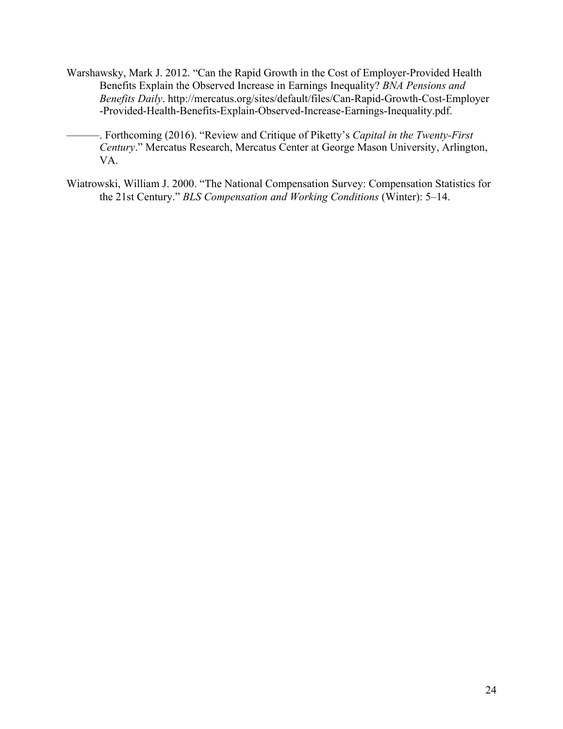Warshawsky, Mark J. 2012. "Can the Rapid Growth in the Cost of Employer-Provided Health Benefits Explain the Observed Increase in Earnings Inequality? *BNA Pensions and Benefits Daily*. http://mercatus.org/sites/default/files/Can-Rapid-Growth-Cost-Employer-Provided-Health-Benefits-Explain-Observed-Increase-Earnings-Inequality.pdf.

———. Forthcoming (2016). "Review and Critique of Piketty's *Capital in the Twenty-First Century*." Mercatus Research, Mercatus Center at George Mason University, Arlington, VA.

Wiatrowski, William J. 2000. "The National Compensation Survey: Compensation Statistics for the 21st Century." *BLS Compensation and Working Conditions* (Winter): 5–14.